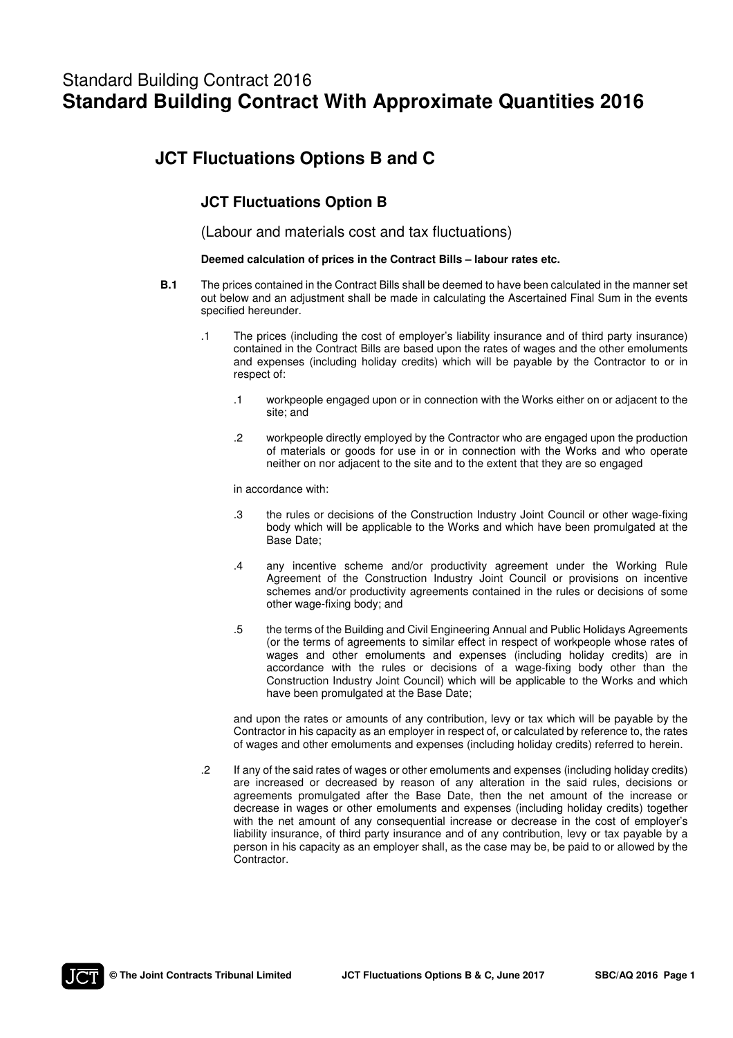# Standard Building Contract 2016
# **Standard Building Contract With Approximate Quantities 2016**

## JCT Fluctuations Options B and C

### JCT Fluctuations Option B

(Labour and materials cost and tax fluctuations)

**Deemed calculation of prices in the Contract Bills – labour rates etc.**

**B.1** The prices contained in the Contract Bills shall be deemed to have been calculated in the manner set out below and an adjustment shall be made in calculating the Ascertained Final Sum in the events specified hereunder.

.1 The prices (including the cost of employer's liability insurance and of third party insurance) contained in the Contract Bills are based upon the rates of wages and the other emoluments and expenses (including holiday credits) which will be payable by the Contractor to or in respect of:

.1 workpeople engaged upon or in connection with the Works either on or adjacent to the site; and

.2 workpeople directly employed by the Contractor who are engaged upon the production of materials or goods for use in or in connection with the Works and who operate neither on nor adjacent to the site and to the extent that they are so engaged

in accordance with:

.3 the rules or decisions of the Construction Industry Joint Council or other wage-fixing body which will be applicable to the Works and which have been promulgated at the Base Date;

.4 any incentive scheme and/or productivity agreement under the Working Rule Agreement of the Construction Industry Joint Council or provisions on incentive schemes and/or productivity agreements contained in the rules or decisions of some other wage-fixing body; and

.5 the terms of the Building and Civil Engineering Annual and Public Holidays Agreements (or the terms of agreements to similar effect in respect of workpeople whose rates of wages and other emoluments and expenses (including holiday credits) are in accordance with the rules or decisions of a wage-fixing body other than the Construction Industry Joint Council) which will be applicable to the Works and which have been promulgated at the Base Date;

and upon the rates or amounts of any contribution, levy or tax which will be payable by the Contractor in his capacity as an employer in respect of, or calculated by reference to, the rates of wages and other emoluments and expenses (including holiday credits) referred to herein.

.2 If any of the said rates of wages or other emoluments and expenses (including holiday credits) are increased or decreased by reason of any alteration in the said rules, decisions or agreements promulgated after the Base Date, then the net amount of the increase or decrease in wages or other emoluments and expenses (including holiday credits) together with the net amount of any consequential increase or decrease in the cost of employer's liability insurance, of third party insurance and of any contribution, levy or tax payable by a person in his capacity as an employer shall, as the case may be, be paid to or allowed by the Contractor.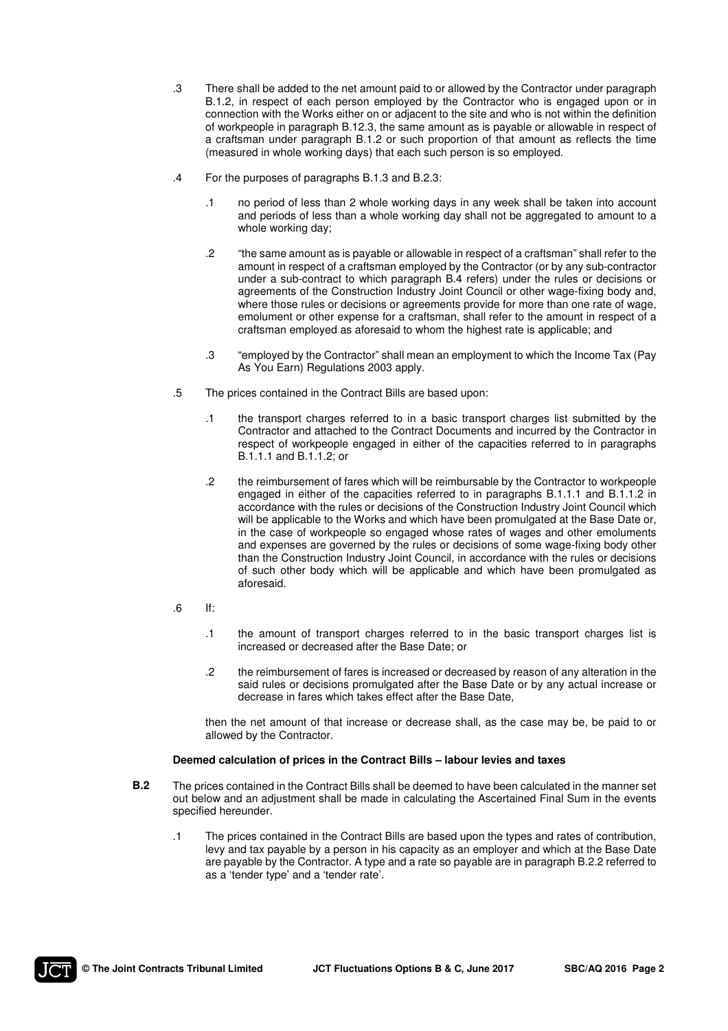.3 There shall be added to the net amount paid to or allowed by the Contractor under paragraph B.1.2, in respect of each person employed by the Contractor who is engaged upon or in connection with the Works either on or adjacent to the site and who is not within the definition of workpeople in paragraph B.12.3, the same amount as is payable or allowable in respect of a craftsman under paragraph B.1.2 or such proportion of that amount as reflects the time (measured in whole working days) that each such person is so employed.

.4 For the purposes of paragraphs B.1.3 and B.2.3:

.1 no period of less than 2 whole working days in any week shall be taken into account and periods of less than a whole working day shall not be aggregated to amount to a whole working day;

.2 "the same amount as is payable or allowable in respect of a craftsman" shall refer to the amount in respect of a craftsman employed by the Contractor (or by any sub-contractor under a sub-contract to which paragraph B.4 refers) under the rules or decisions or agreements of the Construction Industry Joint Council or other wage-fixing body and, where those rules or decisions or agreements provide for more than one rate of wage, emolument or other expense for a craftsman, shall refer to the amount in respect of a craftsman employed as aforesaid to whom the highest rate is applicable; and

.3 "employed by the Contractor" shall mean an employment to which the Income Tax (Pay As You Earn) Regulations 2003 apply.

.5 The prices contained in the Contract Bills are based upon:

.1 the transport charges referred to in a basic transport charges list submitted by the Contractor and attached to the Contract Documents and incurred by the Contractor in respect of workpeople engaged in either of the capacities referred to in paragraphs B.1.1.1 and B.1.1.2; or

.2 the reimbursement of fares which will be reimbursable by the Contractor to workpeople engaged in either of the capacities referred to in paragraphs B.1.1.1 and B.1.1.2 in accordance with the rules or decisions of the Construction Industry Joint Council which will be applicable to the Works and which have been promulgated at the Base Date or, in the case of workpeople so engaged whose rates of wages and other emoluments and expenses are governed by the rules or decisions of some wage-fixing body other than the Construction Industry Joint Council, in accordance with the rules or decisions of such other body which will be applicable and which have been promulgated as aforesaid.

.6 If:

.1 the amount of transport charges referred to in the basic transport charges list is increased or decreased after the Base Date; or

.2 the reimbursement of fares is increased or decreased by reason of any alteration in the said rules or decisions promulgated after the Base Date or by any actual increase or decrease in fares which takes effect after the Base Date,

then the net amount of that increase or decrease shall, as the case may be, be paid to or allowed by the Contractor.

**Deemed calculation of prices in the Contract Bills – labour levies and taxes**

**B.2** The prices contained in the Contract Bills shall be deemed to have been calculated in the manner set out below and an adjustment shall be made in calculating the Ascertained Final Sum in the events specified hereunder.

.1 The prices contained in the Contract Bills are based upon the types and rates of contribution, levy and tax payable by a person in his capacity as an employer and which at the Base Date are payable by the Contractor. A type and a rate so payable are in paragraph B.2.2 referred to as a 'tender type' and a 'tender rate'.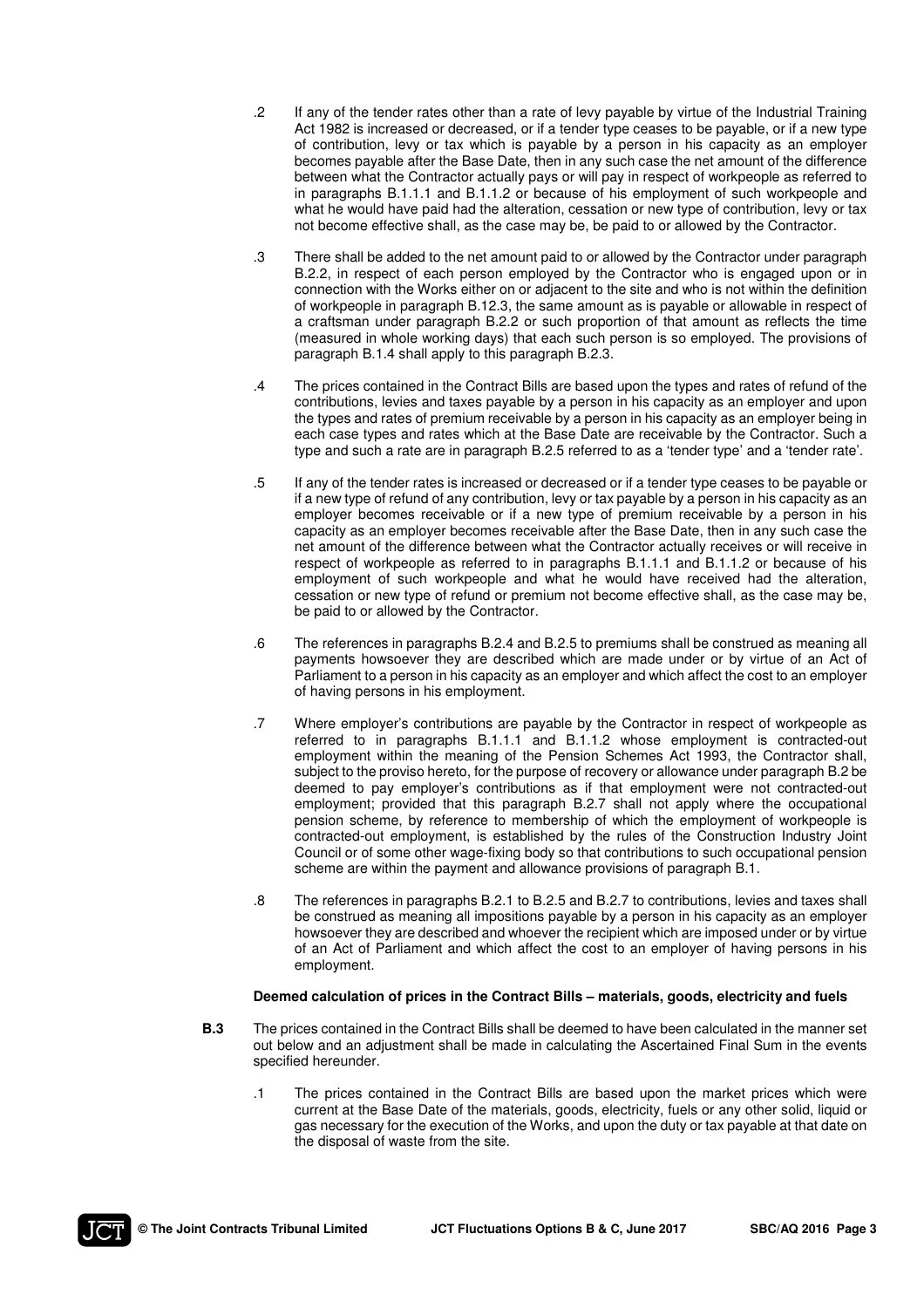.2 If any of the tender rates other than a rate of levy payable by virtue of the Industrial Training Act 1982 is increased or decreased, or if a tender type ceases to be payable, or if a new type of contribution, levy or tax which is payable by a person in his capacity as an employer becomes payable after the Base Date, then in any such case the net amount of the difference between what the Contractor actually pays or will pay in respect of workpeople as referred to in paragraphs B.1.1.1 and B.1.1.2 or because of his employment of such workpeople and what he would have paid had the alteration, cessation or new type of contribution, levy or tax not become effective shall, as the case may be, be paid to or allowed by the Contractor.

.3 There shall be added to the net amount paid to or allowed by the Contractor under paragraph B.2.2, in respect of each person employed by the Contractor who is engaged upon or in connection with the Works either on or adjacent to the site and who is not within the definition of workpeople in paragraph B.12.3, the same amount as is payable or allowable in respect of a craftsman under paragraph B.2.2 or such proportion of that amount as reflects the time (measured in whole working days) that each such person is so employed. The provisions of paragraph B.1.4 shall apply to this paragraph B.2.3.

.4 The prices contained in the Contract Bills are based upon the types and rates of refund of the contributions, levies and taxes payable by a person in his capacity as an employer and upon the types and rates of premium receivable by a person in his capacity as an employer being in each case types and rates which at the Base Date are receivable by the Contractor. Such a type and such a rate are in paragraph B.2.5 referred to as a 'tender type' and a 'tender rate'.

.5 If any of the tender rates is increased or decreased or if a tender type ceases to be payable or if a new type of refund of any contribution, levy or tax payable by a person in his capacity as an employer becomes receivable or if a new type of premium receivable by a person in his capacity as an employer becomes receivable after the Base Date, then in any such case the net amount of the difference between what the Contractor actually receives or will receive in respect of workpeople as referred to in paragraphs B.1.1.1 and B.1.1.2 or because of his employment of such workpeople and what he would have received had the alteration, cessation or new type of refund or premium not become effective shall, as the case may be, be paid to or allowed by the Contractor.

.6 The references in paragraphs B.2.4 and B.2.5 to premiums shall be construed as meaning all payments howsoever they are described which are made under or by virtue of an Act of Parliament to a person in his capacity as an employer and which affect the cost to an employer of having persons in his employment.

.7 Where employer's contributions are payable by the Contractor in respect of workpeople as referred to in paragraphs B.1.1.1 and B.1.1.2 whose employment is contracted-out employment within the meaning of the Pension Schemes Act 1993, the Contractor shall, subject to the proviso hereto, for the purpose of recovery or allowance under paragraph B.2 be deemed to pay employer's contributions as if that employment were not contracted-out employment; provided that this paragraph B.2.7 shall not apply where the occupational pension scheme, by reference to membership of which the employment of workpeople is contracted-out employment, is established by the rules of the Construction Industry Joint Council or of some other wage-fixing body so that contributions to such occupational pension scheme are within the payment and allowance provisions of paragraph B.1.

.8 The references in paragraphs B.2.1 to B.2.5 and B.2.7 to contributions, levies and taxes shall be construed as meaning all impositions payable by a person in his capacity as an employer howsoever they are described and whoever the recipient which are imposed under or by virtue of an Act of Parliament and which affect the cost to an employer of having persons in his employment.

**Deemed calculation of prices in the Contract Bills – materials, goods, electricity and fuels**

**B.3** The prices contained in the Contract Bills shall be deemed to have been calculated in the manner set out below and an adjustment shall be made in calculating the Ascertained Final Sum in the events specified hereunder.

.1 The prices contained in the Contract Bills are based upon the market prices which were current at the Base Date of the materials, goods, electricity, fuels or any other solid, liquid or gas necessary for the execution of the Works, and upon the duty or tax payable at that date on the disposal of waste from the site.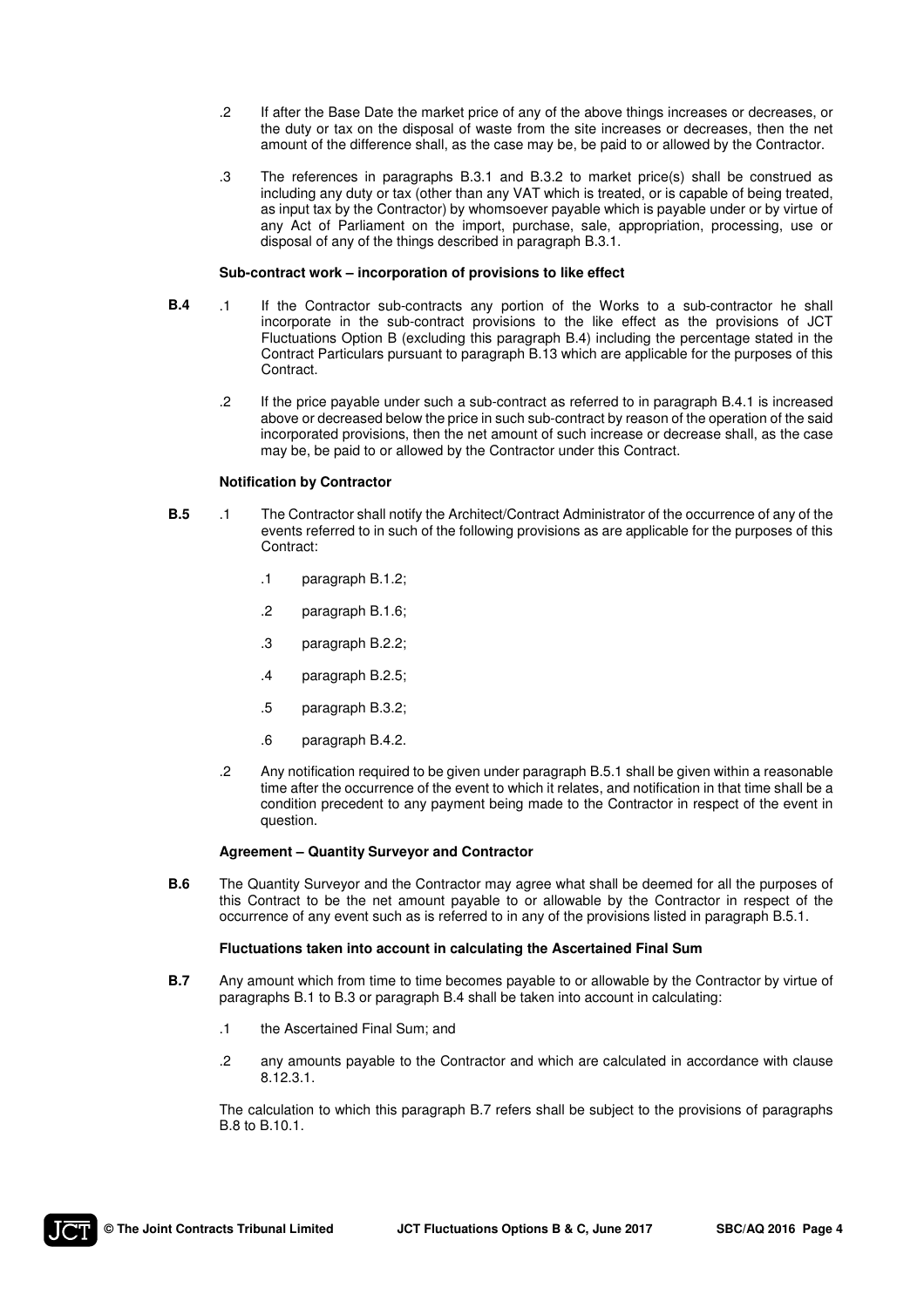.2 If after the Base Date the market price of any of the above things increases or decreases, or the duty or tax on the disposal of waste from the site increases or decreases, then the net amount of the difference shall, as the case may be, be paid to or allowed by the Contractor.

.3 The references in paragraphs B.3.1 and B.3.2 to market price(s) shall be construed as including any duty or tax (other than any VAT which is treated, or is capable of being treated, as input tax by the Contractor) by whomsoever payable which is payable under or by virtue of any Act of Parliament on the import, purchase, sale, appropriation, processing, use or disposal of any of the things described in paragraph B.3.1.

**Sub-contract work – incorporation of provisions to like effect**

**B.4** .1 If the Contractor sub-contracts any portion of the Works to a sub-contractor he shall incorporate in the sub-contract provisions to the like effect as the provisions of JCT Fluctuations Option B (excluding this paragraph B.4) including the percentage stated in the Contract Particulars pursuant to paragraph B.13 which are applicable for the purposes of this Contract.

.2 If the price payable under such a sub-contract as referred to in paragraph B.4.1 is increased above or decreased below the price in such sub-contract by reason of the operation of the said incorporated provisions, then the net amount of such increase or decrease shall, as the case may be, be paid to or allowed by the Contractor under this Contract.

**Notification by Contractor**

**B.5** .1 The Contractor shall notify the Architect/Contract Administrator of the occurrence of any of the events referred to in such of the following provisions as are applicable for the purposes of this Contract:

- .1 paragraph B.1.2;
- .2 paragraph B.1.6;
- .3 paragraph B.2.2;
- .4 paragraph B.2.5;
- .5 paragraph B.3.2;
- .6 paragraph B.4.2.

.2 Any notification required to be given under paragraph B.5.1 shall be given within a reasonable time after the occurrence of the event to which it relates, and notification in that time shall be a condition precedent to any payment being made to the Contractor in respect of the event in question.

**Agreement – Quantity Surveyor and Contractor**

**B.6** The Quantity Surveyor and the Contractor may agree what shall be deemed for all the purposes of this Contract to be the net amount payable to or allowable by the Contractor in respect of the occurrence of any event such as is referred to in any of the provisions listed in paragraph B.5.1.

**Fluctuations taken into account in calculating the Ascertained Final Sum**

**B.7** Any amount which from time to time becomes payable to or allowable by the Contractor by virtue of paragraphs B.1 to B.3 or paragraph B.4 shall be taken into account in calculating:

- .1 the Ascertained Final Sum; and
- .2 any amounts payable to the Contractor and which are calculated in accordance with clause 8.12.3.1.

The calculation to which this paragraph B.7 refers shall be subject to the provisions of paragraphs B.8 to B.10.1.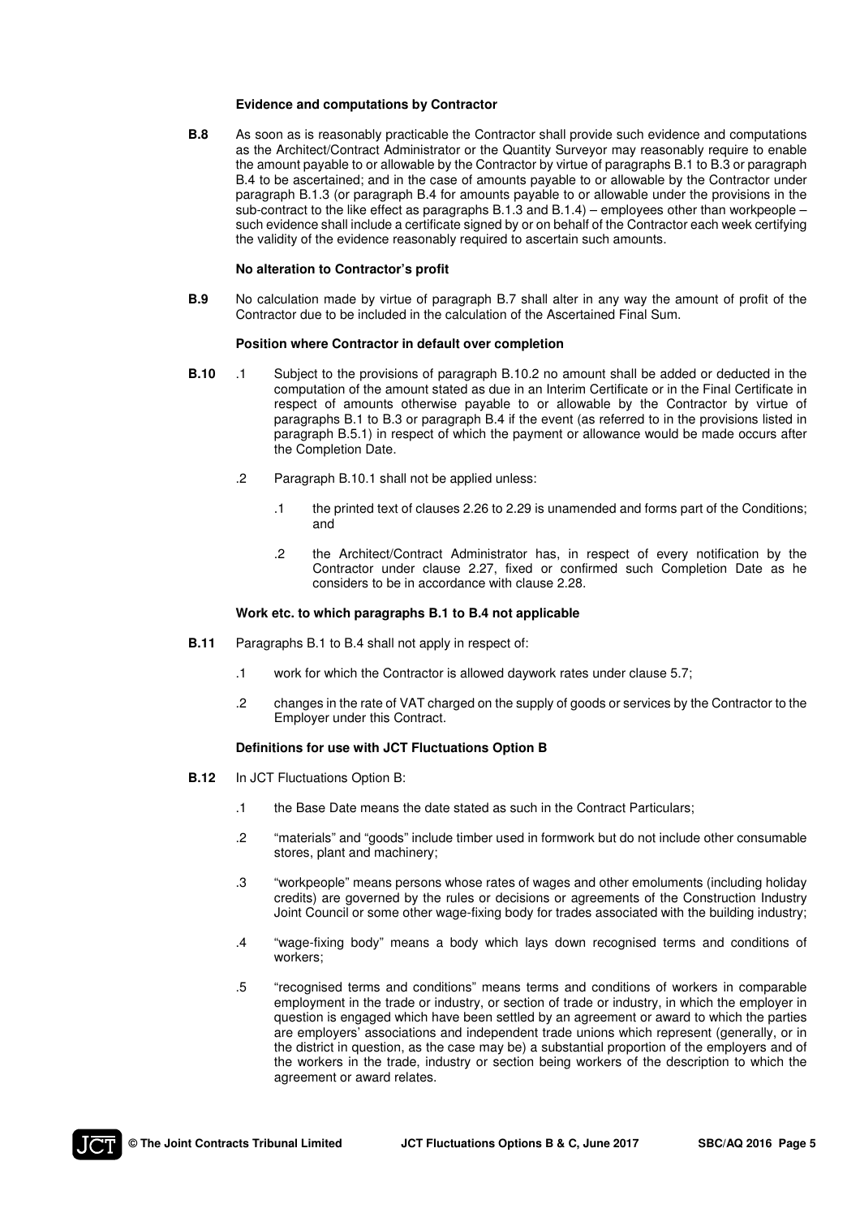**Evidence and computations by Contractor**

**B.8** As soon as is reasonably practicable the Contractor shall provide such evidence and computations as the Architect/Contract Administrator or the Quantity Surveyor may reasonably require to enable the amount payable to or allowable by the Contractor by virtue of paragraphs B.1 to B.3 or paragraph B.4 to be ascertained; and in the case of amounts payable to or allowable by the Contractor under paragraph B.1.3 (or paragraph B.4 for amounts payable to or allowable under the provisions in the sub-contract to the like effect as paragraphs B.1.3 and B.1.4) – employees other than workpeople – such evidence shall include a certificate signed by or on behalf of the Contractor each week certifying the validity of the evidence reasonably required to ascertain such amounts.

**No alteration to Contractor's profit**

**B.9** No calculation made by virtue of paragraph B.7 shall alter in any way the amount of profit of the Contractor due to be included in the calculation of the Ascertained Final Sum.

**Position where Contractor in default over completion**

**B.10** .1 Subject to the provisions of paragraph B.10.2 no amount shall be added or deducted in the computation of the amount stated as due in an Interim Certificate or in the Final Certificate in respect of amounts otherwise payable to or allowable by the Contractor by virtue of paragraphs B.1 to B.3 or paragraph B.4 if the event (as referred to in the provisions listed in paragraph B.5.1) in respect of which the payment or allowance would be made occurs after the Completion Date.

.2 Paragraph B.10.1 shall not be applied unless:

.1 the printed text of clauses 2.26 to 2.29 is unamended and forms part of the Conditions; and

.2 the Architect/Contract Administrator has, in respect of every notification by the Contractor under clause 2.27, fixed or confirmed such Completion Date as he considers to be in accordance with clause 2.28.

**Work etc. to which paragraphs B.1 to B.4 not applicable**

**B.11** Paragraphs B.1 to B.4 shall not apply in respect of:

.1 work for which the Contractor is allowed daywork rates under clause 5.7;

.2 changes in the rate of VAT charged on the supply of goods or services by the Contractor to the Employer under this Contract.

**Definitions for use with JCT Fluctuations Option B**

**B.12** In JCT Fluctuations Option B:

.1 the Base Date means the date stated as such in the Contract Particulars;

.2 "materials" and "goods" include timber used in formwork but do not include other consumable stores, plant and machinery;

.3 "workpeople" means persons whose rates of wages and other emoluments (including holiday credits) are governed by the rules or decisions or agreements of the Construction Industry Joint Council or some other wage-fixing body for trades associated with the building industry;

.4 "wage-fixing body" means a body which lays down recognised terms and conditions of workers;

.5 "recognised terms and conditions" means terms and conditions of workers in comparable employment in the trade or industry, or section of trade or industry, in which the employer in question is engaged which have been settled by an agreement or award to which the parties are employers' associations and independent trade unions which represent (generally, or in the district in question, as the case may be) a substantial proportion of the employers and of the workers in the trade, industry or section being workers of the description to which the agreement or award relates.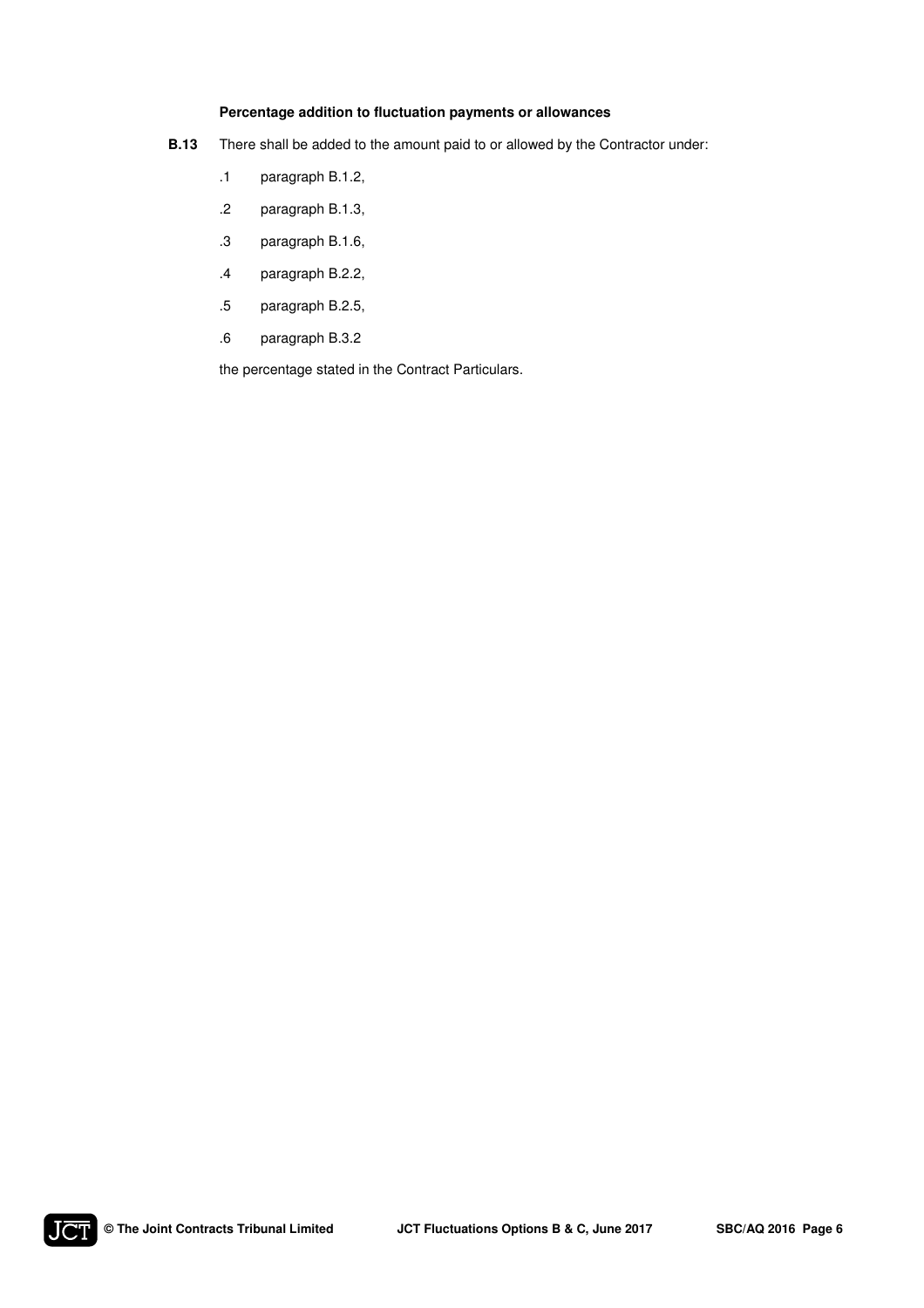**Percentage addition to fluctuation payments or allowances**

**B.13** There shall be added to the amount paid to or allowed by the Contractor under:

.1 paragraph B.1.2,

.2 paragraph B.1.3,

.3 paragraph B.1.6,

.4 paragraph B.2.2,

.5 paragraph B.2.5,

.6 paragraph B.3.2

the percentage stated in the Contract Particulars.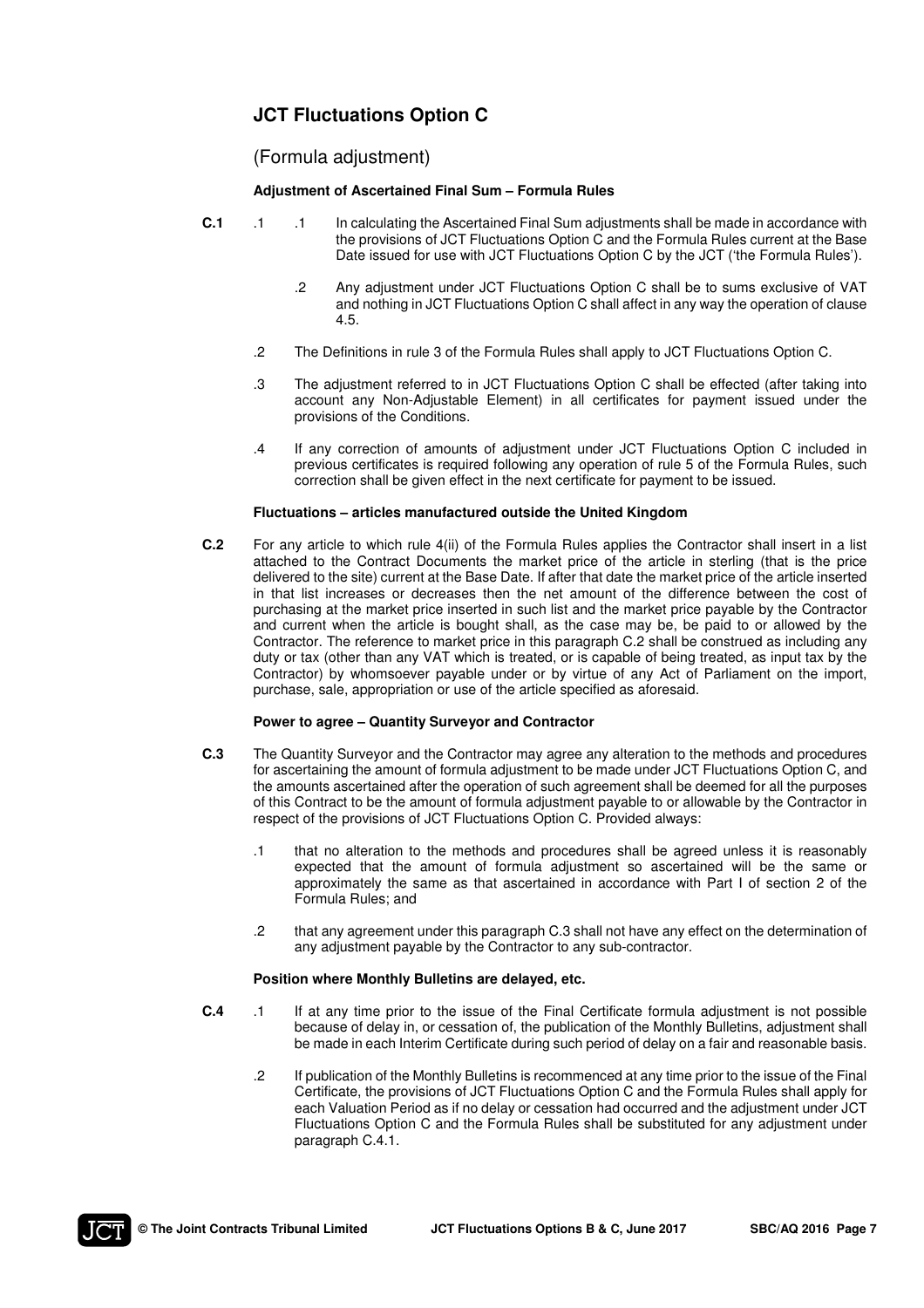## JCT Fluctuations Option C

(Formula adjustment)

**Adjustment of Ascertained Final Sum – Formula Rules**

**C.1** .1 .1 In calculating the Ascertained Final Sum adjustments shall be made in accordance with the provisions of JCT Fluctuations Option C and the Formula Rules current at the Base Date issued for use with JCT Fluctuations Option C by the JCT ('the Formula Rules').

.2 Any adjustment under JCT Fluctuations Option C shall be to sums exclusive of VAT and nothing in JCT Fluctuations Option C shall affect in any way the operation of clause 4.5.

.2 The Definitions in rule 3 of the Formula Rules shall apply to JCT Fluctuations Option C.

.3 The adjustment referred to in JCT Fluctuations Option C shall be effected (after taking into account any Non-Adjustable Element) in all certificates for payment issued under the provisions of the Conditions.

.4 If any correction of amounts of adjustment under JCT Fluctuations Option C included in previous certificates is required following any operation of rule 5 of the Formula Rules, such correction shall be given effect in the next certificate for payment to be issued.

**Fluctuations – articles manufactured outside the United Kingdom**

**C.2** For any article to which rule 4(ii) of the Formula Rules applies the Contractor shall insert in a list attached to the Contract Documents the market price of the article in sterling (that is the price delivered to the site) current at the Base Date. If after that date the market price of the article inserted in that list increases or decreases then the net amount of the difference between the cost of purchasing at the market price inserted in such list and the market price payable by the Contractor and current when the article is bought shall, as the case may be, be paid to or allowed by the Contractor. The reference to market price in this paragraph C.2 shall be construed as including any duty or tax (other than any VAT which is treated, or is capable of being treated, as input tax by the Contractor) by whomsoever payable under or by virtue of any Act of Parliament on the import, purchase, sale, appropriation or use of the article specified as aforesaid.

**Power to agree – Quantity Surveyor and Contractor**

**C.3** The Quantity Surveyor and the Contractor may agree any alteration to the methods and procedures for ascertaining the amount of formula adjustment to be made under JCT Fluctuations Option C, and the amounts ascertained after the operation of such agreement shall be deemed for all the purposes of this Contract to be the amount of formula adjustment payable to or allowable by the Contractor in respect of the provisions of JCT Fluctuations Option C. Provided always:

.1 that no alteration to the methods and procedures shall be agreed unless it is reasonably expected that the amount of formula adjustment so ascertained will be the same or approximately the same as that ascertained in accordance with Part I of section 2 of the Formula Rules; and

.2 that any agreement under this paragraph C.3 shall not have any effect on the determination of any adjustment payable by the Contractor to any sub-contractor.

**Position where Monthly Bulletins are delayed, etc.**

**C.4** .1 If at any time prior to the issue of the Final Certificate formula adjustment is not possible because of delay in, or cessation of, the publication of the Monthly Bulletins, adjustment shall be made in each Interim Certificate during such period of delay on a fair and reasonable basis.

.2 If publication of the Monthly Bulletins is recommenced at any time prior to the issue of the Final Certificate, the provisions of JCT Fluctuations Option C and the Formula Rules shall apply for each Valuation Period as if no delay or cessation had occurred and the adjustment under JCT Fluctuations Option C and the Formula Rules shall be substituted for any adjustment under paragraph C.4.1.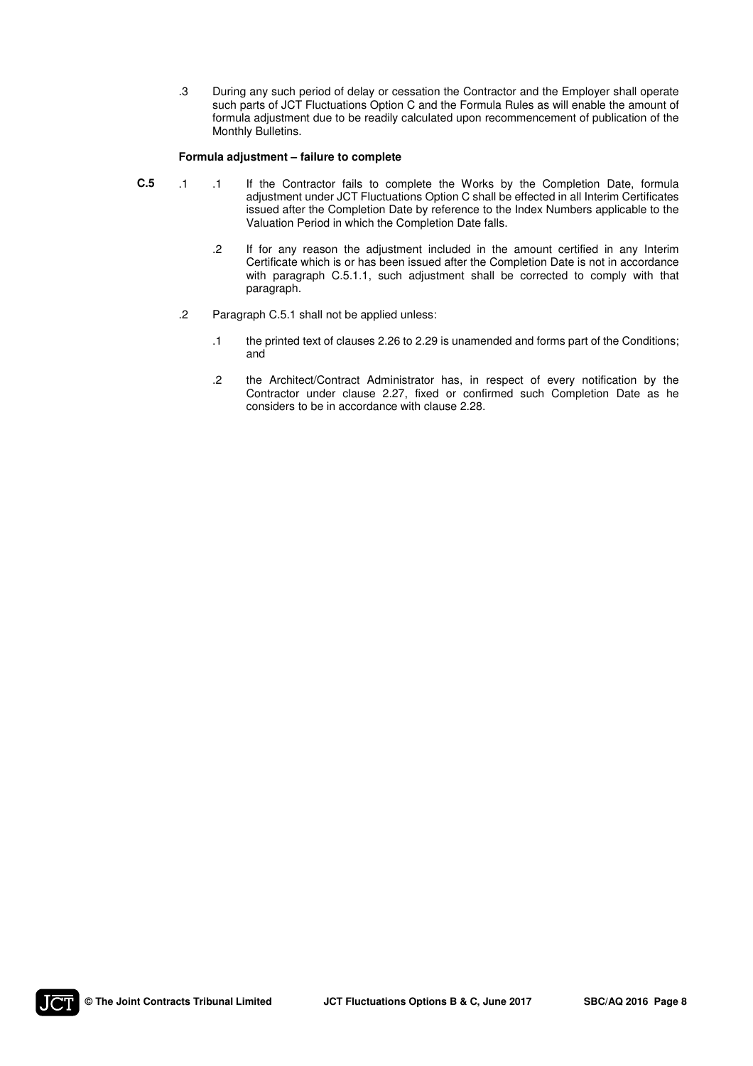.3 During any such period of delay or cessation the Contractor and the Employer shall operate such parts of JCT Fluctuations Option C and the Formula Rules as will enable the amount of formula adjustment due to be readily calculated upon recommencement of publication of the Monthly Bulletins.

**Formula adjustment – failure to complete**

**C.5** .1 .1 If the Contractor fails to complete the Works by the Completion Date, formula adjustment under JCT Fluctuations Option C shall be effected in all Interim Certificates issued after the Completion Date by reference to the Index Numbers applicable to the Valuation Period in which the Completion Date falls.

.2 If for any reason the adjustment included in the amount certified in any Interim Certificate which is or has been issued after the Completion Date is not in accordance with paragraph C.5.1.1, such adjustment shall be corrected to comply with that paragraph.

.2 Paragraph C.5.1 shall not be applied unless:

.1 the printed text of clauses 2.26 to 2.29 is unamended and forms part of the Conditions; and

.2 the Architect/Contract Administrator has, in respect of every notification by the Contractor under clause 2.27, fixed or confirmed such Completion Date as he considers to be in accordance with clause 2.28.